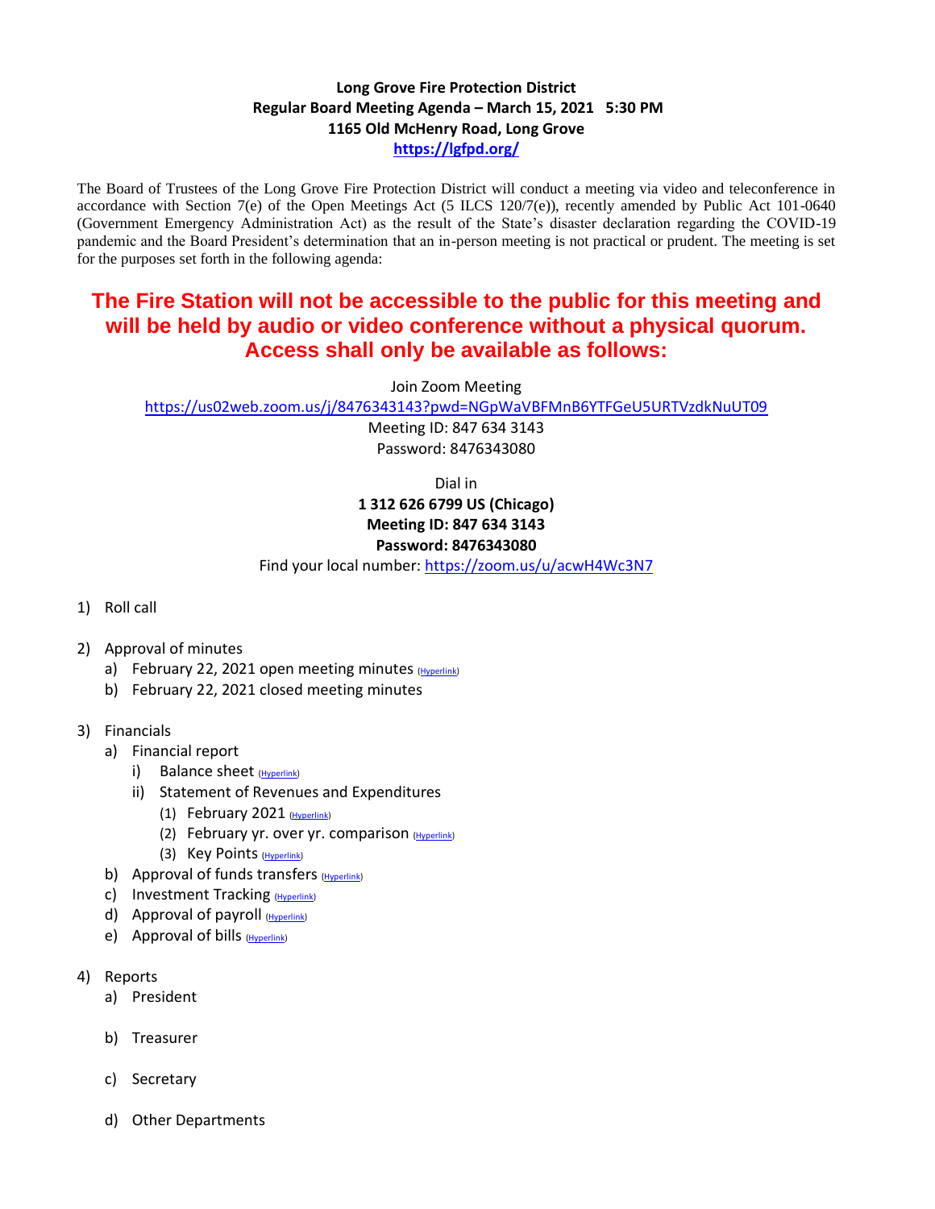**Long Grove Fire Protection District**
**Regular Board Meeting Agenda – March 15, 2021 5:30 PM**
**1165 Old McHenry Road, Long Grove**
**[https://lgfpd.org/](https://lgfpd.org/)**

The Board of Trustees of the Long Grove Fire Protection District will conduct a meeting via video and teleconference in accordance with Section 7(e) of the Open Meetings Act (5 ILCS 120/7(e)), recently amended by Public Act 101-0640 (Government Emergency Administration Act) as the result of the State's disaster declaration regarding the COVID-19 pandemic and the Board President's determination that an in-person meeting is not practical or prudent. The meeting is set for the purposes set forth in the following agenda:

**The Fire Station will not be accessible to the public for this meeting and will be held by audio or video conference without a physical quorum. Access shall only be available as follows:**

Join Zoom Meeting
https://us02web.zoom.us/j/8476343143?pwd=NGpWaVBFMnB6YTFGeU5URTVzdkNuUT09
Meeting ID: 847 634 3143
Password: 8476343080

Dial in
**1 312 626 6799 US (Chicago)**
**Meeting ID: 847 634 3143**
**Password: 8476343080**
Find your local number: https://zoom.us/u/acwH4Wc3N7

1) Roll call

2) Approval of minutes
   a) February 22, 2021 open meeting minutes (Hyperlink)
   b) February 22, 2021 closed meeting minutes

3) Financials
   a) Financial report
      i) Balance sheet (Hyperlink)
      ii) Statement of Revenues and Expenditures
         (1) February 2021 (Hyperlink)
         (2) February yr. over yr. comparison (Hyperlink)
         (3) Key Points (Hyperlink)
   b) Approval of funds transfers (Hyperlink)
   c) Investment Tracking (Hyperlink)
   d) Approval of payroll (Hyperlink)
   e) Approval of bills (Hyperlink)

4) Reports
   a) President

   b) Treasurer

   c) Secretary

   d) Other Departments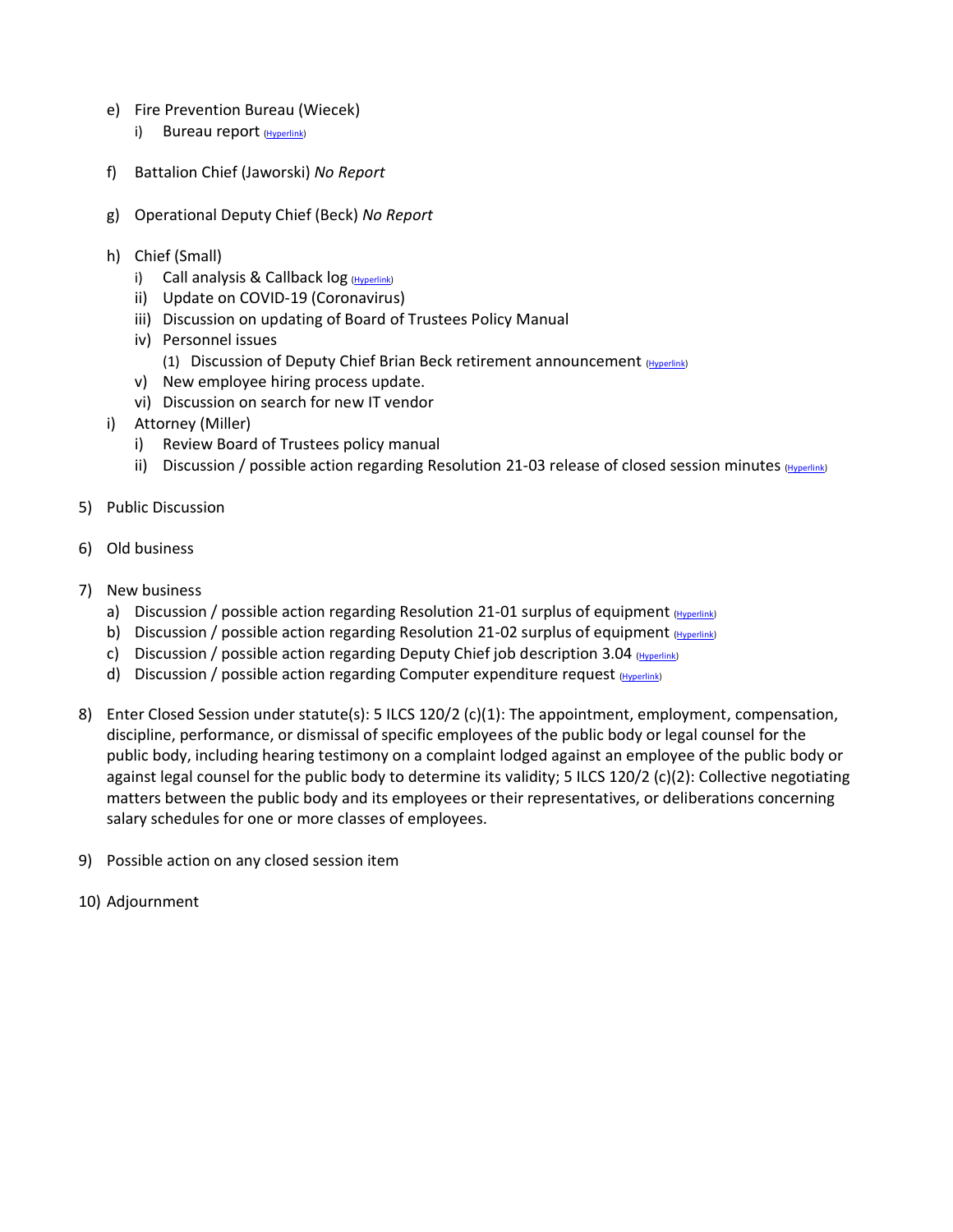e) Fire Prevention Bureau (Wiecek)
   i) Bureau report (Hyperlink)

f) Battalion Chief (Jaworski) *No Report*

g) Operational Deputy Chief (Beck) *No Report*

h) Chief (Small)
   i) Call analysis & Callback log (Hyperlink)
   ii) Update on COVID-19 (Coronavirus)
   iii) Discussion on updating of Board of Trustees Policy Manual
   iv) Personnel issues
      (1) Discussion of Deputy Chief Brian Beck retirement announcement (Hyperlink)
   v) New employee hiring process update.
   vi) Discussion on search for new IT vendor

i) Attorney (Miller)
   i) Review Board of Trustees policy manual
   ii) Discussion / possible action regarding Resolution 21-03 release of closed session minutes (Hyperlink)

5) Public Discussion

6) Old business

7) New business
   a) Discussion / possible action regarding Resolution 21-01 surplus of equipment (Hyperlink)
   b) Discussion / possible action regarding Resolution 21-02 surplus of equipment (Hyperlink)
   c) Discussion / possible action regarding Deputy Chief job description 3.04 (Hyperlink)
   d) Discussion / possible action regarding Computer expenditure request (Hyperlink)

8) Enter Closed Session under statute(s): 5 ILCS 120/2 (c)(1): The appointment, employment, compensation, discipline, performance, or dismissal of specific employees of the public body or legal counsel for the public body, including hearing testimony on a complaint lodged against an employee of the public body or against legal counsel for the public body to determine its validity; 5 ILCS 120/2 (c)(2): Collective negotiating matters between the public body and its employees or their representatives, or deliberations concerning salary schedules for one or more classes of employees.

9) Possible action on any closed session item

10) Adjournment